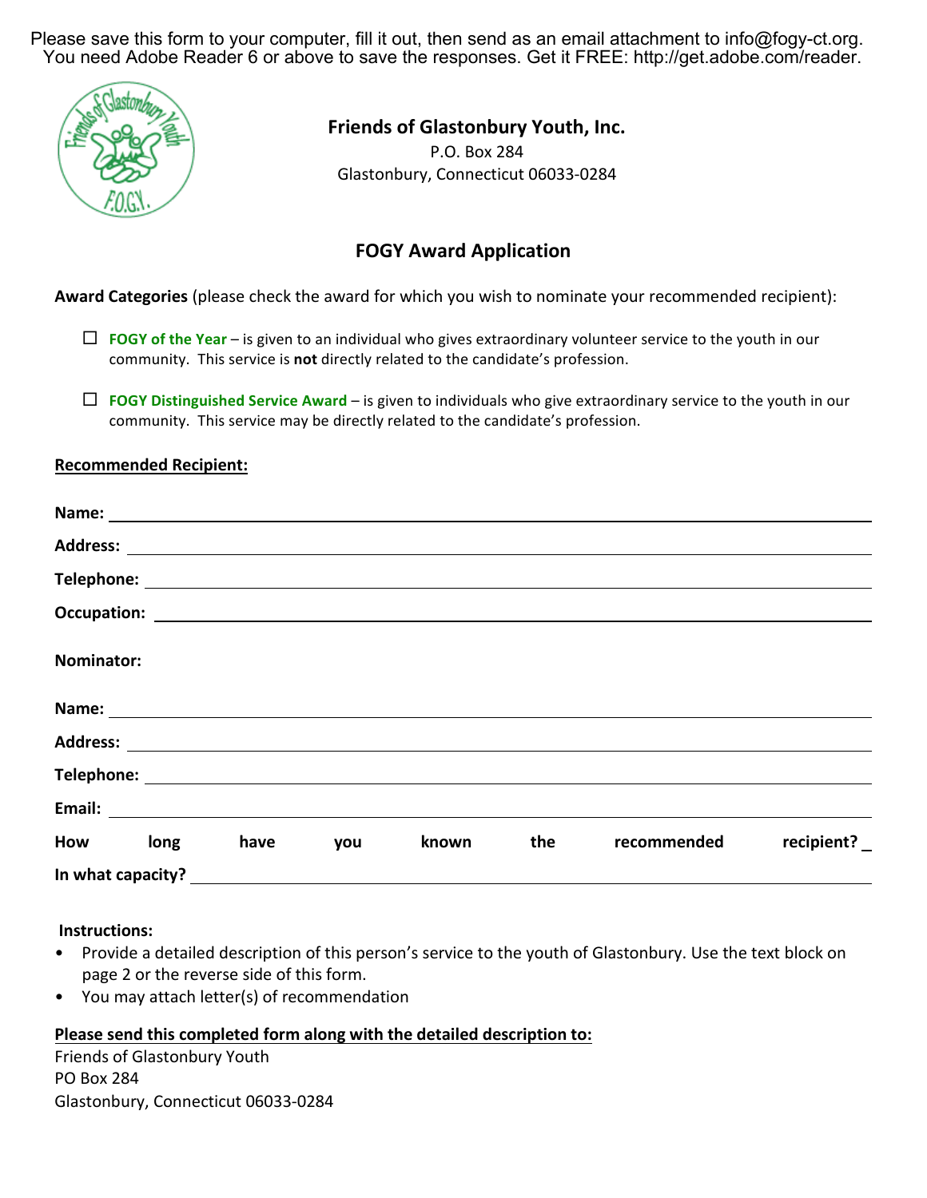Please save this form to your computer, fill it out, then send as an email attachment to info@fogy-ct.org.
You need Adobe Reader 6 or above to save the responses. Get it FREE: http://get.adobe.com/reader.

**Friends of Glastonbury Youth, Inc.**
P.O. Box 284
Glastonbury, Connecticut 06033-0284

## FOGY Award Application

**Award Categories** (please check the award for which you wish to nominate your recommended recipient):

☐ **FOGY of the Year** – is given to an individual who gives extraordinary volunteer service to the youth in our community. This service is **not** directly related to the candidate's profession.

☐ **FOGY Distinguished Service Award** – is given to individuals who give extraordinary service to the youth in our community. This service may be directly related to the candidate's profession.

**Recommended Recipient:**

**Name:** ______________________________

**Address:** ______________________________

**Telephone:** ______________________________

**Occupation:** ______________________________

**Nominator:**

**Name:** ______________________________

**Address:** ______________________________

**Telephone:** ______________________________

**Email:** ______________________________

**How long have you known the recommended recipient?** ____

**In what capacity?** ______________________________

**Instructions:**

- Provide a detailed description of this person's service to the youth of Glastonbury. Use the text block on page 2 or the reverse side of this form.
- You may attach letter(s) of recommendation

**Please send this completed form along with the detailed description to:**

Friends of Glastonbury Youth
PO Box 284
Glastonbury, Connecticut 06033-0284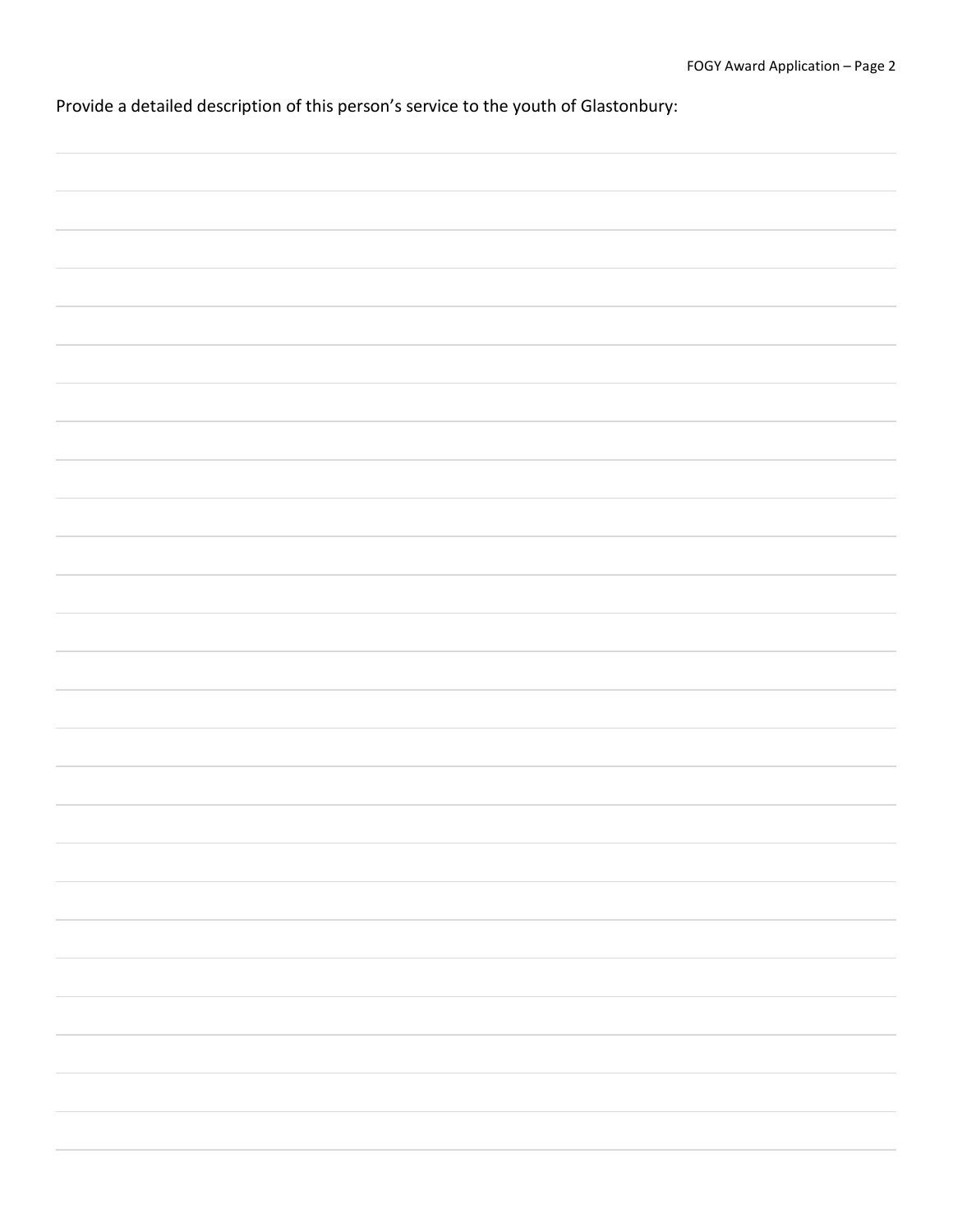Provide a detailed description of this person's service to the youth of Glastonbury: